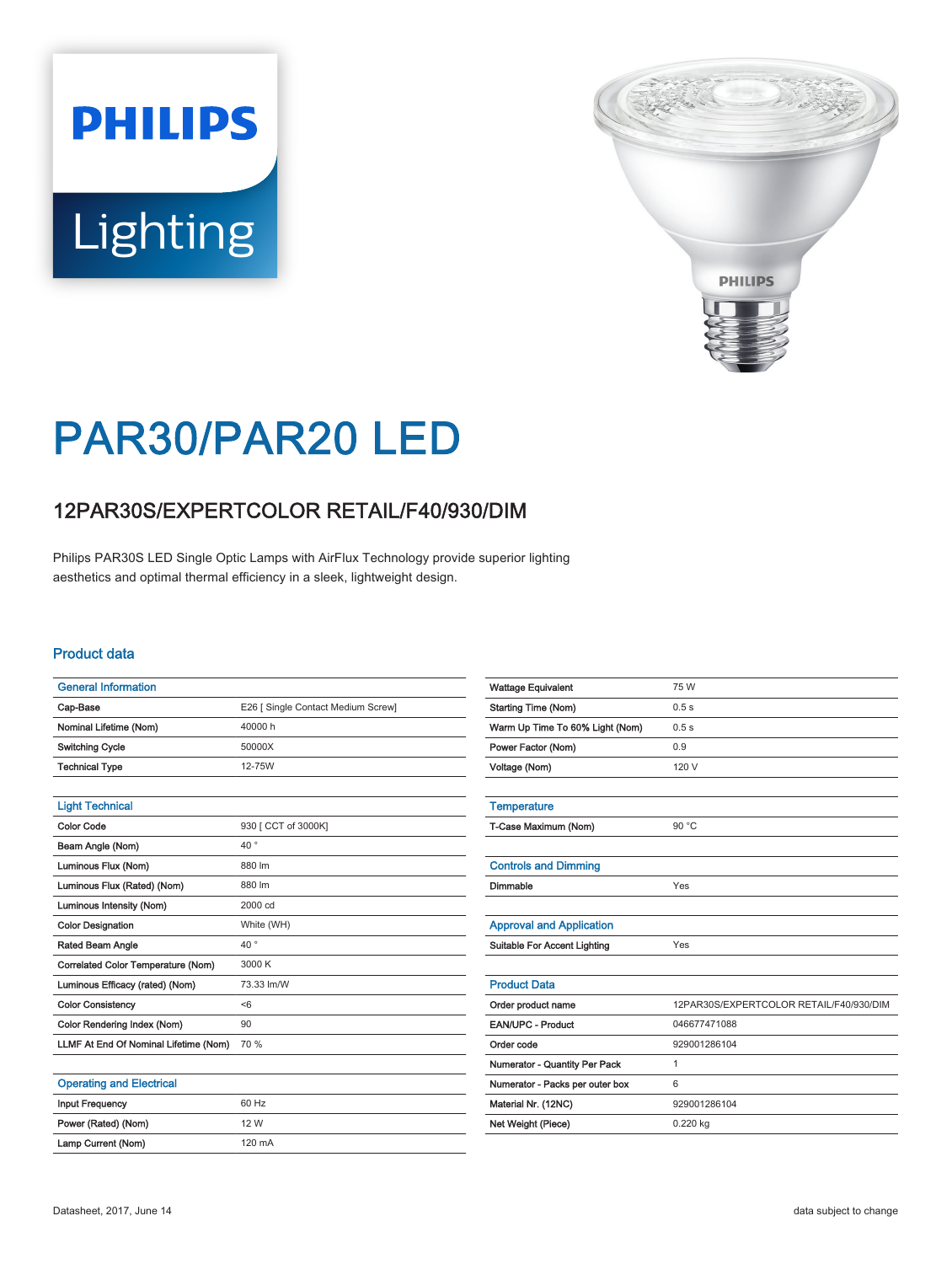PHILIPS

Lighting

# PAR30/PAR20 LED

## 12PAR30S/EXPERTCOLOR RETAIL/F40/930/DIM

Philips PAR30S LED Single Optic Lamps with AirFlux Technology provide superior lighting aesthetics and optimal thermal efficiency in a sleek, lightweight design.

### Product data

| General Information | |
|---|---|
| Cap-Base | E26 [ Single Contact Medium Screw] |
| Nominal Lifetime (Nom) | 40000 h |
| Switching Cycle | 50000X |
| Technical Type | 12-75W |

| Light Technical | |
|---|---|
| Color Code | 930 [ CCT of 3000K] |
| Beam Angle (Nom) | 40 ° |
| Luminous Flux (Nom) | 880 lm |
| Luminous Flux (Rated) (Nom) | 880 lm |
| Luminous Intensity (Nom) | 2000 cd |
| Color Designation | White (WH) |
| Rated Beam Angle | 40 ° |
| Correlated Color Temperature (Nom) | 3000 K |
| Luminous Efficacy (rated) (Nom) | 73.33 lm/W |
| Color Consistency | <6 |
| Color Rendering Index (Nom) | 90 |
| LLMF At End Of Nominal Lifetime (Nom) | 70 % |

| Operating and Electrical | |
|---|---|
| Input Frequency | 60 Hz |
| Power (Rated) (Nom) | 12 W |
| Lamp Current (Nom) | 120 mA |
| Wattage Equivalent | 75 W |
| Starting Time (Nom) | 0.5 s |
| Warm Up Time To 60% Light (Nom) | 0.5 s |
| Power Factor (Nom) | 0.9 |
| Voltage (Nom) | 120 V |

| Temperature | |
|---|---|
| T-Case Maximum (Nom) | 90 °C |

| Controls and Dimming | |
|---|---|
| Dimmable | Yes |

| Approval and Application | |
|---|---|
| Suitable For Accent Lighting | Yes |

| Product Data | |
|---|---|
| Order product name | 12PAR30S/EXPERTCOLOR RETAIL/F40/930/DIM |
| EAN/UPC - Product | 046677471088 |
| Order code | 929001286104 |
| Numerator - Quantity Per Pack | 1 |
| Numerator - Packs per outer box | 6 |
| Material Nr. (12NC) | 929001286104 |
| Net Weight (Piece) | 0.220 kg |

Datasheet, 2017, June 14

data subject to change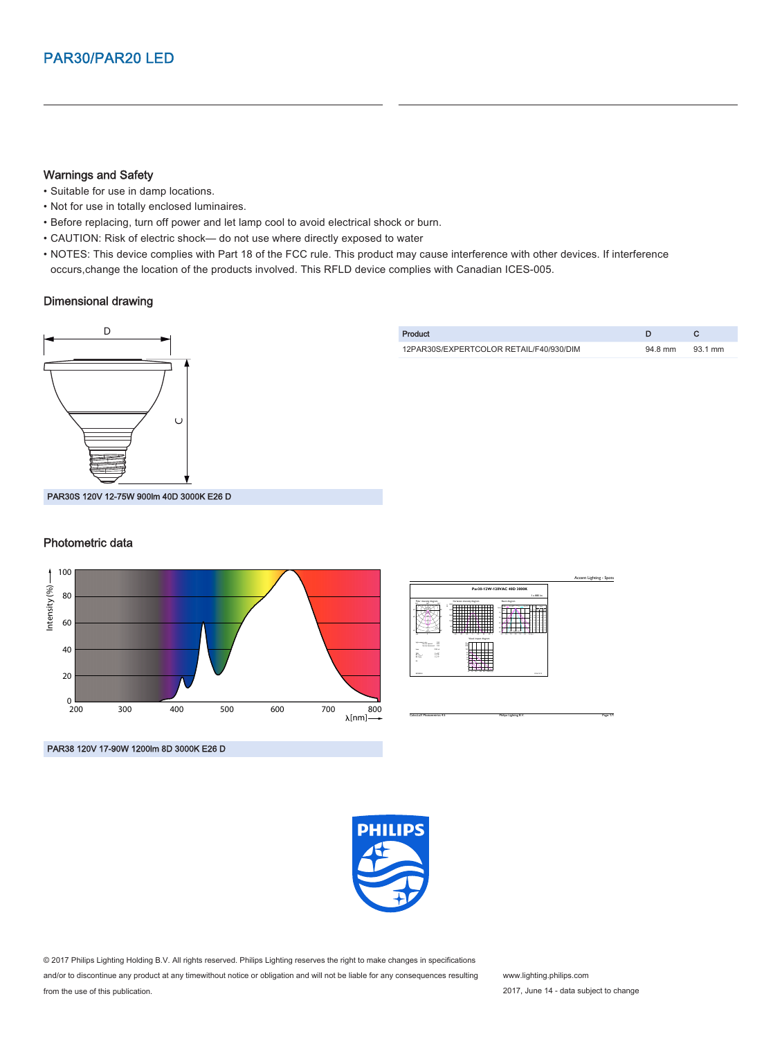# PAR30/PAR20 LED

## Warnings and Safety

- Suitable for use in damp locations.
- Not for use in totally enclosed luminaires.
- Before replacing, turn off power and let lamp cool to avoid electrical shock or burn.
- CAUTION: Risk of electric shock— do not use where directly exposed to water
- NOTES: This device complies with Part 18 of the FCC rule. This product may cause interference with other devices. If interference occurs,change the location of the products involved. This RFLD device complies with Canadian ICES-005.

## Dimensional drawing

D

C

PAR30S 120V 12-75W 900lm 40D 3000K E26 D

| Product | D | C |
|---|---|---|
| 12PAR30S/EXPERTCOLOR RETAIL/F40/930/DIM | 94.8 mm | 93.1 mm |

## Photometric data

Intensity (%)

100
80
60
40
20
0

200 300 400 500 600 700 800

λ[nm]

PAR38 120V 17-90W 1200lm 8D 3000K E26 D

Accent Lighting - Spots

Par30-12W-120VAC 40D 3000K

© 2017 Philips Lighting Holding B.V. All rights reserved. Philips Lighting reserves the right to make changes in specifications and/or to discontinue any product at any timewithout notice or obligation and will not be liable for any consequences resulting from the use of this publication.

www.lighting.philips.com

2017, June 14 - data subject to change